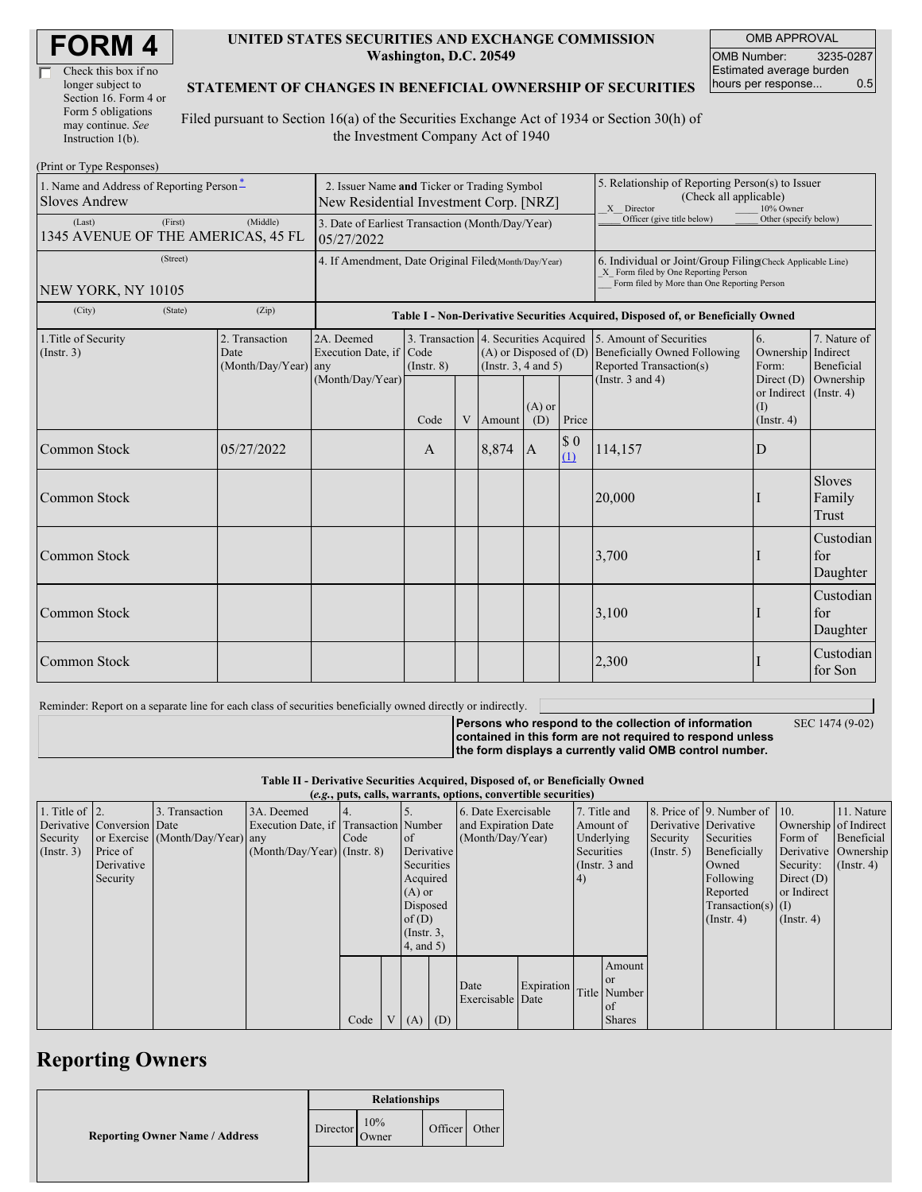# FORM 4

☐ Check this box if no longer subject to Section 16. Form 4 or Form 5 obligations may continue. *See* Instruction 1(b).

**UNITED STATES SECURITIES AND EXCHANGE COMMISSION**
**Washington, D.C. 20549**

**STATEMENT OF CHANGES IN BENEFICIAL OWNERSHIP OF SECURITIES**

Filed pursuant to Section 16(a) of the Securities Exchange Act of 1934 or Section 30(h) of the Investment Company Act of 1940

| OMB APPROVAL | |
|---|---|
| OMB Number: | 3235-0287 |
| Estimated average burden hours per response... | 0.5 |

(Print or Type Responses)

| 1. Name and Address of Reporting Person* | 2. Issuer Name and Ticker or Trading Symbol | 5. Relationship of Reporting Person(s) to Issuer (Check all applicable) |
|---|---|---|
| Sloves Andrew | New Residential Investment Corp. [NRZ] | _X_ Director ___ 10% Owner ___ Officer (give title below) ___ Other (specify below) |
| (Last) (First) (Middle) 1345 AVENUE OF THE AMERICAS, 45 FL | 3. Date of Earliest Transaction (Month/Day/Year) 05/27/2022 | |
| (Street) NEW YORK, NY 10105 | 4. If Amendment, Date Original Filed (Month/Day/Year) | 6. Individual or Joint/Group Filing (Check Applicable Line) _X_ Form filed by One Reporting Person ___ Form filed by More than One Reporting Person |
| (City) (State) (Zip) | | |

**Table I - Non-Derivative Securities Acquired, Disposed of, or Beneficially Owned**

| 1.Title of Security (Instr. 3) | 2. Transaction Date (Month/Day/Year) | 2A. Deemed Execution Date, if any (Month/Day/Year) | 3. Transaction Code (Instr. 8) | | 4. Securities Acquired (A) or Disposed of (D) (Instr. 3, 4 and 5) | | | 5. Amount of Securities Beneficially Owned Following Reported Transaction(s) (Instr. 3 and 4) | 6. Ownership Form: Direct (D) or Indirect (I) (Instr. 4) | 7. Nature of Indirect Beneficial Ownership (Instr. 4) |
|---|---|---|---|---|---|---|---|---|---|---|
| | | | Code | V | Amount | (A) or (D) | Price | | | |
| Common Stock | 05/27/2022 | | A | | 8,874 | A | $ 0 (1) | 114,157 | D | |
| Common Stock | | | | | | | | 20,000 | I | Sloves Family Trust |
| Common Stock | | | | | | | | 3,700 | I | Custodian for Daughter |
| Common Stock | | | | | | | | 3,100 | I | Custodian for Daughter |
| Common Stock | | | | | | | | 2,300 | I | Custodian for Son |

Reminder: Report on a separate line for each class of securities beneficially owned directly or indirectly.

**Persons who respond to the collection of information contained in this form are not required to respond unless the form displays a currently valid OMB control number.** SEC 1474 (9-02)

**Table II - Derivative Securities Acquired, Disposed of, or Beneficially Owned**
**(*e.g.*, puts, calls, warrants, options, convertible securities)**

| 1. Title of Derivative Security (Instr. 3) | 2. Conversion or Exercise Price of Derivative Security | 3. Transaction Date (Month/Day/Year) | 3A. Deemed Execution Date, if any (Month/Day/Year) | 4. Transaction Code (Instr. 8) | | 5. Number of Derivative Securities Acquired (A) or Disposed of (D) (Instr. 3, 4, and 5) | | 6. Date Exercisable and Expiration Date (Month/Day/Year) | | 7. Title and Amount of Underlying Securities (Instr. 3 and 4) | | 8. Price of Derivative Security (Instr. 5) | 9. Number of Derivative Securities Beneficially Owned Following Reported Transaction(s) (Instr. 4) | 10. Ownership Form of Derivative Security: Direct (D) or Indirect (I) (Instr. 4) | 11. Nature of Indirect Beneficial Ownership (Instr. 4) |
|---|---|---|---|---|---|---|---|---|---|---|---|---|---|---|---|
| | | | | Code | V | (A) | (D) | Date Exercisable | Expiration Date | Title | Amount or Number of Shares | | | | |

## Reporting Owners

| Reporting Owner Name / Address | Relationships | | | |
|---|---|---|---|---|
| | Director | 10% Owner | Officer | Other |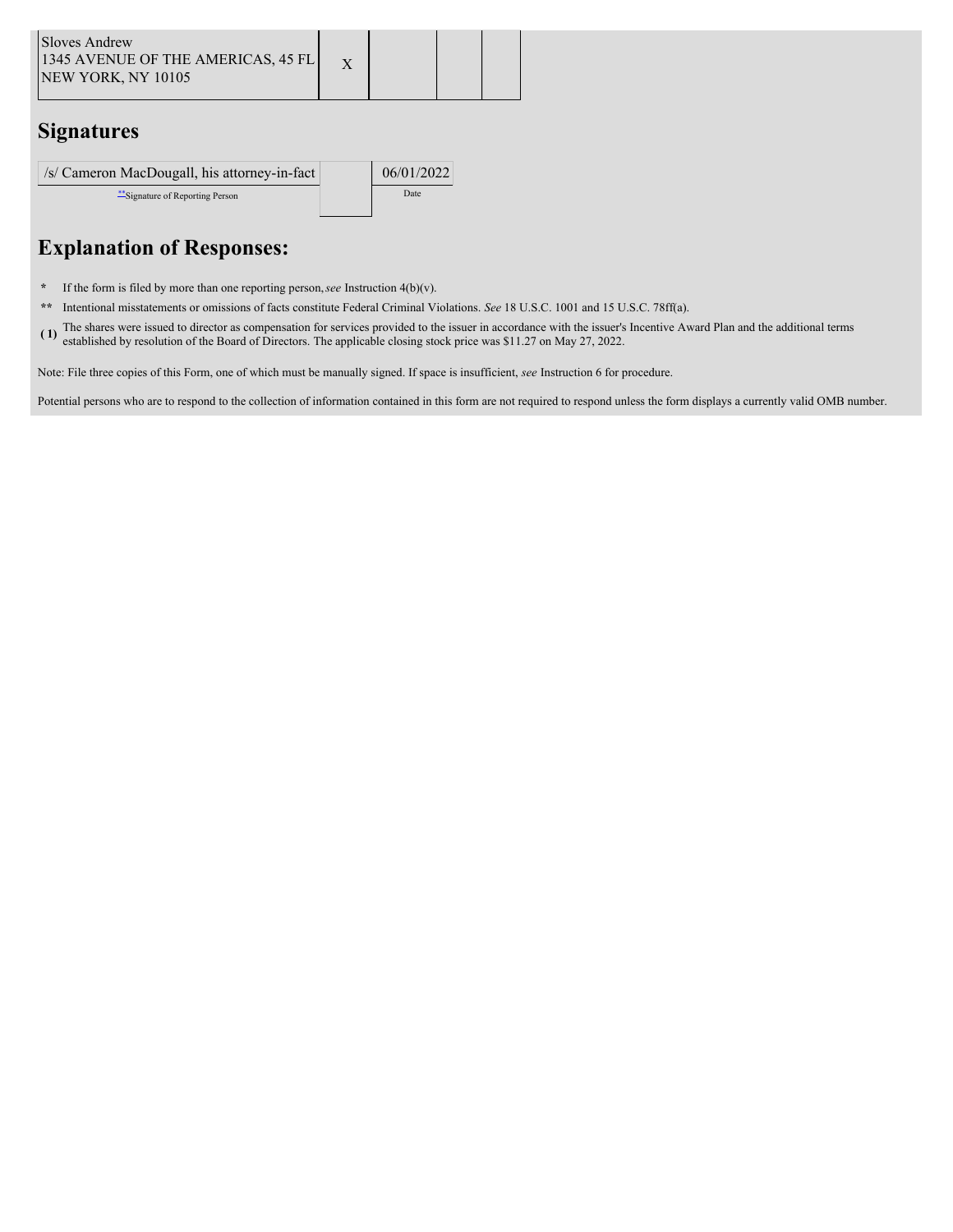| | | | | |
|---|---|---|---|---|
| Sloves Andrew<br>1345 AVENUE OF THE AMERICAS, 45 FL<br>NEW YORK, NY 10105 | X | | | |

## Signatures

| | | |
|---|---|---|
| /s/ Cameron MacDougall, his attorney-in-fact | | 06/01/2022 |
| **Signature of Reporting Person | | Date |

## Explanation of Responses:

\* If the form is filed by more than one reporting person, *see* Instruction 4(b)(v).

** Intentional misstatements or omissions of facts constitute Federal Criminal Violations. *See* 18 U.S.C. 1001 and 15 U.S.C. 78ff(a).

(1) The shares were issued to director as compensation for services provided to the issuer in accordance with the issuer's Incentive Award Plan and the additional terms established by resolution of the Board of Directors. The applicable closing stock price was $11.27 on May 27, 2022.

Note: File three copies of this Form, one of which must be manually signed. If space is insufficient, *see* Instruction 6 for procedure.

Potential persons who are to respond to the collection of information contained in this form are not required to respond unless the form displays a currently valid OMB number.